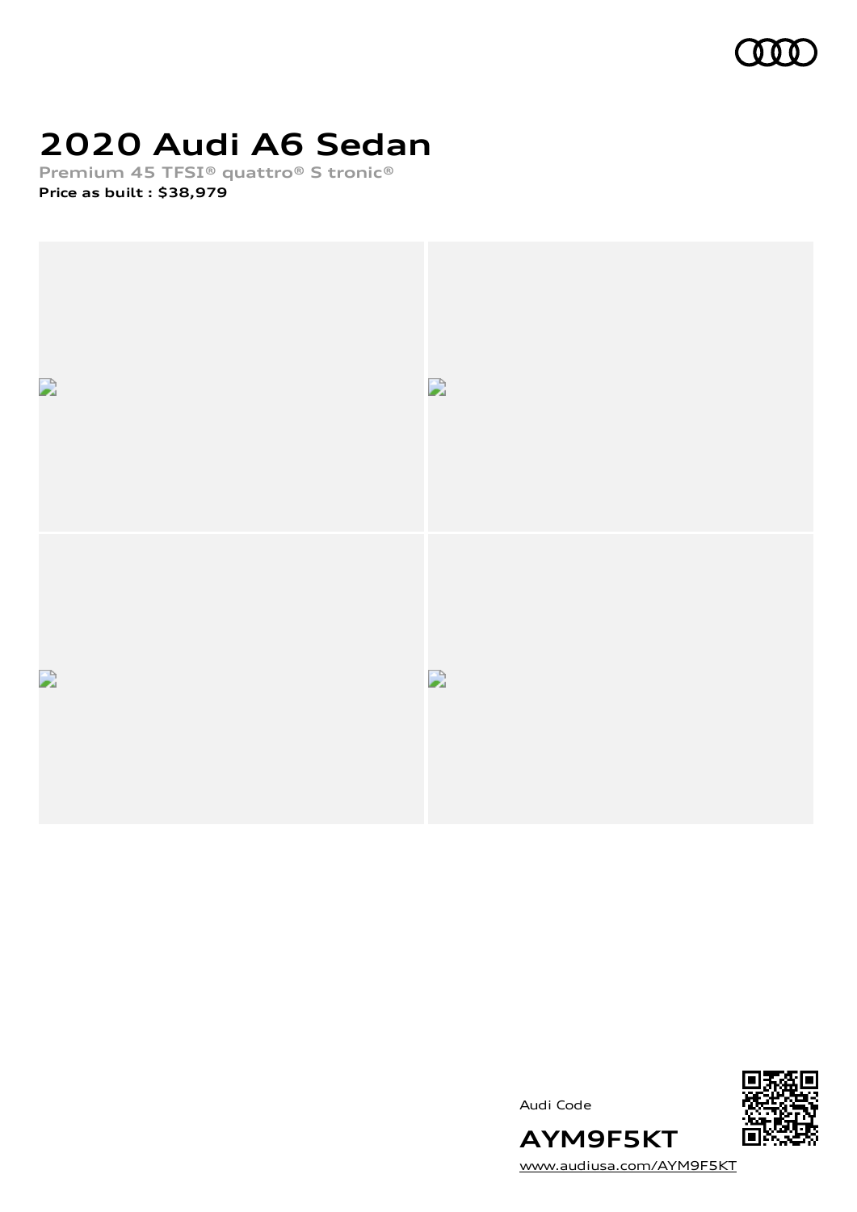# 2020 Audi A6 Sedan

Premium 45 TFSI® quattro® S tronic®

**Price as built : $38,979**

Audi Code

**AYM9F5KT**

www.audiusa.com/AYM9F5KT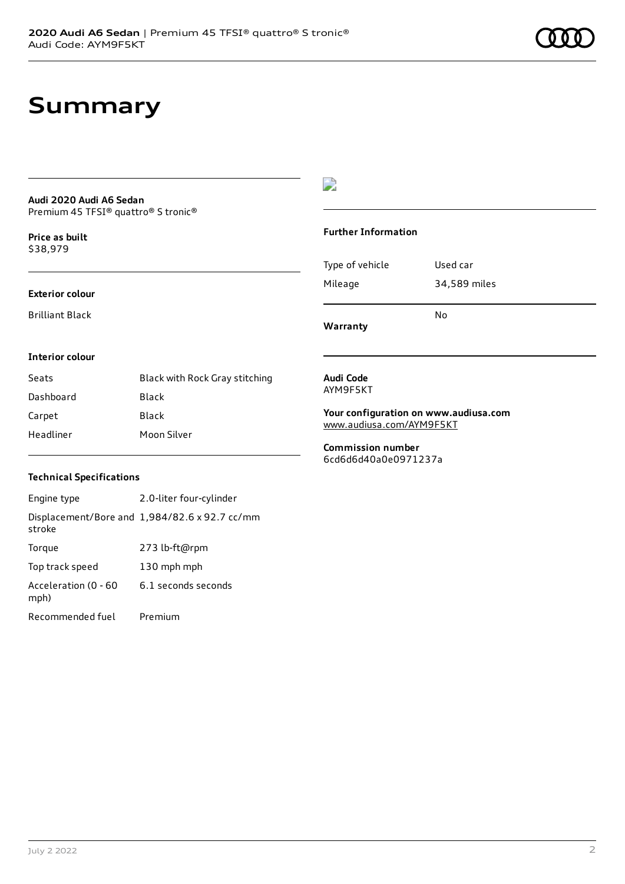# Summary

**Audi 2020 Audi A6 Sedan**
Premium 45 TFSI® quattro® S tronic®

**Price as built**
$38,979

**Exterior colour**

Brilliant Black

**Interior colour**

| | |
|---|---|
| Seats | Black with Rock Gray stitching |
| Dashboard | Black |
| Carpet | Black |
| Headliner | Moon Silver |

**Technical Specifications**

| | |
|---|---|
| Engine type | 2.0-liter four-cylinder |
| Displacement/Bore and stroke | 1,984/82.6 x 92.7 cc/mm |
| Torque | 273 lb-ft@rpm |
| Top track speed | 130 mph mph |
| Acceleration (0 - 60 mph) | 6.1 seconds seconds |
| Recommended fuel | Premium |

**Further Information**

| | |
|---|---|
| Type of vehicle | Used car |
| Mileage | 34,589 miles |
| **Warranty** | No |

**Audi Code**
AYM9F5KT

**Your configuration on www.audiusa.com**
www.audiusa.com/AYM9F5KT

**Commission number**
6cd6d6d40a0e0971237a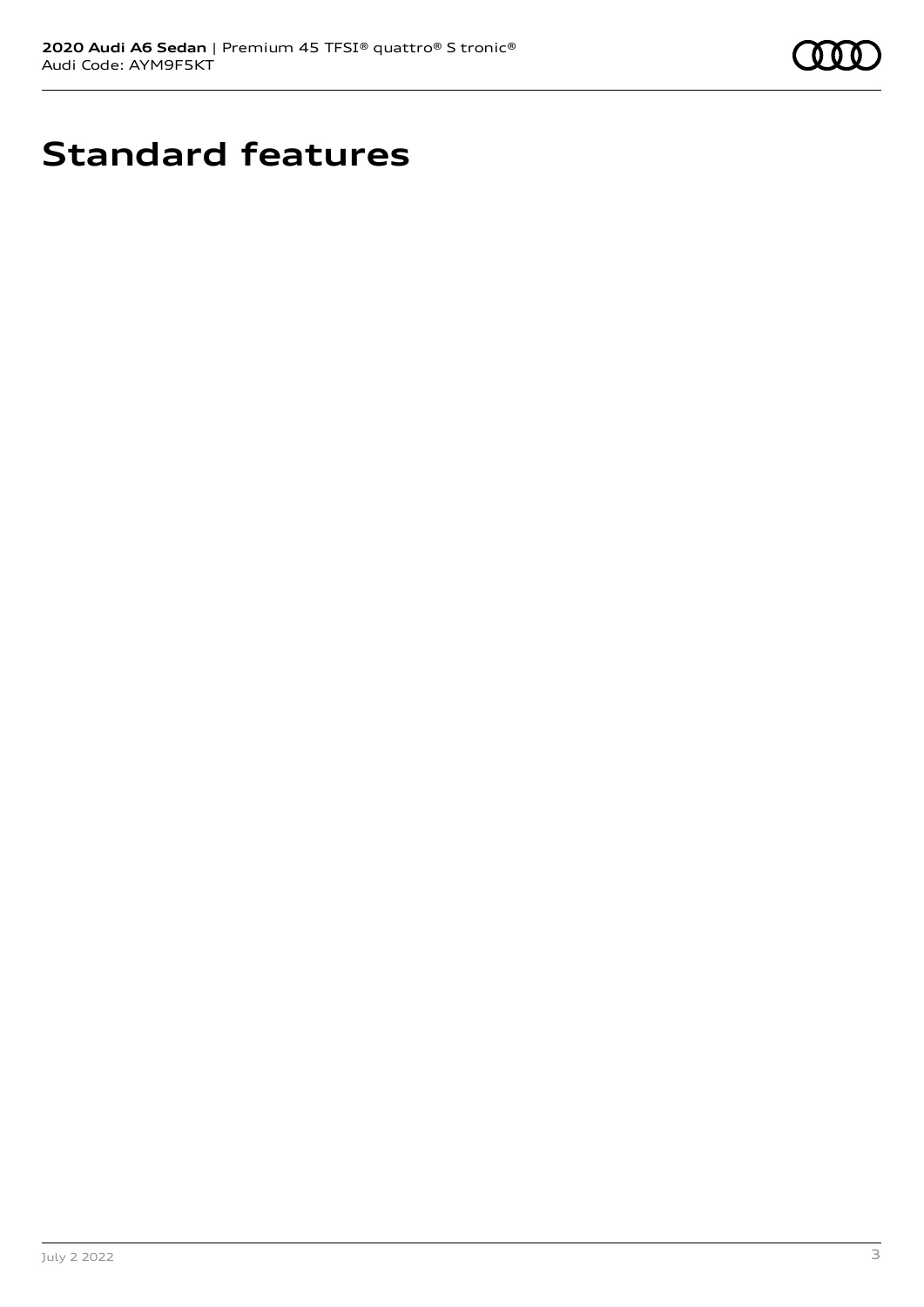# Standard features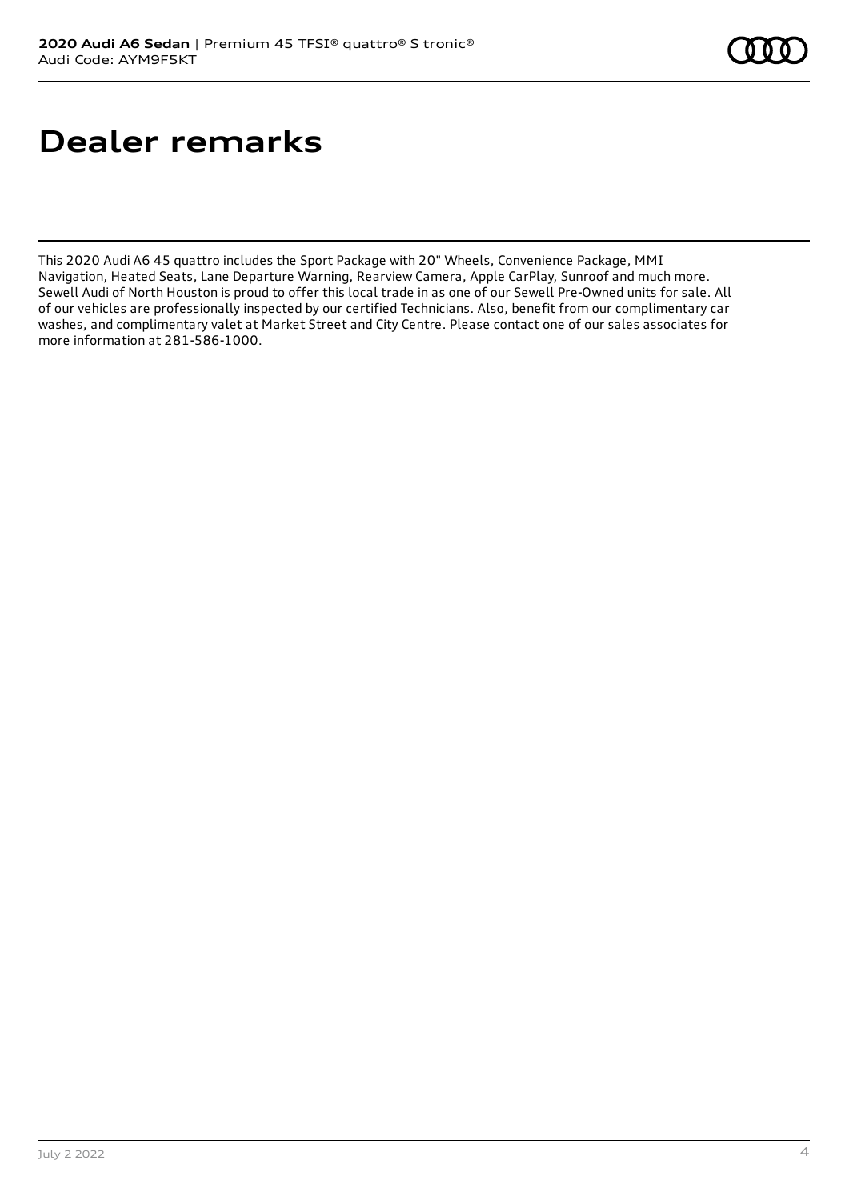# Dealer remarks

This 2020 Audi A6 45 quattro includes the Sport Package with 20" Wheels, Convenience Package, MMI Navigation, Heated Seats, Lane Departure Warning, Rearview Camera, Apple CarPlay, Sunroof and much more. Sewell Audi of North Houston is proud to offer this local trade in as one of our Sewell Pre-Owned units for sale. All of our vehicles are professionally inspected by our certified Technicians. Also, benefit from our complimentary car washes, and complimentary valet at Market Street and City Centre. Please contact one of our sales associates for more information at 281-586-1000.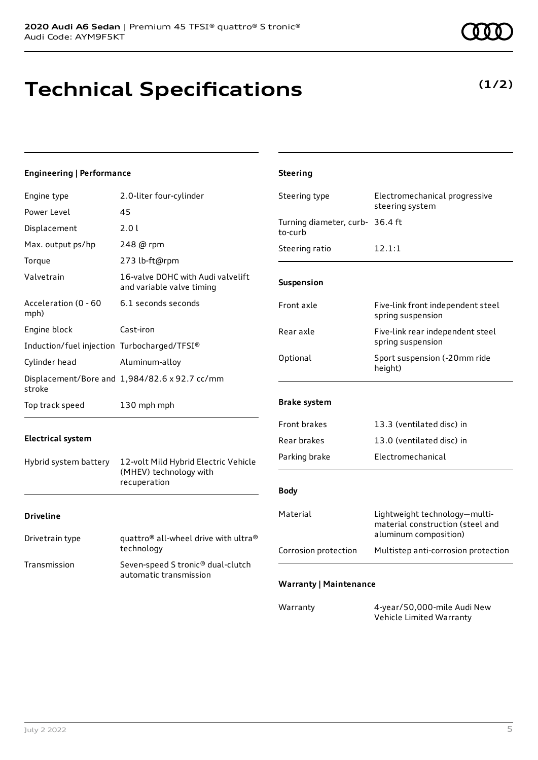# Technical Specifications

**(1/2)**

### Engineering | Performance

| | |
|---|---|
| Engine type | 2.0-liter four-cylinder |
| Power Level | 45 |
| Displacement | 2.0 l |
| Max. output ps/hp | 248 @ rpm |
| Torque | 273 lb-ft@rpm |
| Valvetrain | 16-valve DOHC with Audi valvelift and variable valve timing |
| Acceleration (0 - 60 mph) | 6.1 seconds seconds |
| Engine block | Cast-iron |
| Induction/fuel injection | Turbocharged/TFSI® |
| Cylinder head | Aluminum-alloy |
| Displacement/Bore and stroke | 1,984/82.6 x 92.7 cc/mm |
| Top track speed | 130 mph mph |

### Electrical system

| | |
|---|---|
| Hybrid system battery | 12-volt Mild Hybrid Electric Vehicle (MHEV) technology with recuperation |

### Driveline

| | |
|---|---|
| Drivetrain type | quattro® all-wheel drive with ultra® technology |
| Transmission | Seven-speed S tronic® dual-clutch automatic transmission |

### Steering

| | |
|---|---|
| Steering type | Electromechanical progressive steering system |
| Turning diameter, curb-to-curb | 36.4 ft |
| Steering ratio | 12.1:1 |

### Suspension

| | |
|---|---|
| Front axle | Five-link front independent steel spring suspension |
| Rear axle | Five-link rear independent steel spring suspension |
| Optional | Sport suspension (-20mm ride height) |

### Brake system

| | |
|---|---|
| Front brakes | 13.3 (ventilated disc) in |
| Rear brakes | 13.0 (ventilated disc) in |
| Parking brake | Electromechanical |

### Body

| | |
|---|---|
| Material | Lightweight technology—multi-material construction (steel and aluminum composition) |
| Corrosion protection | Multistep anti-corrosion protection |

### Warranty | Maintenance

| | |
|---|---|
| Warranty | 4-year/50,000-mile Audi New Vehicle Limited Warranty |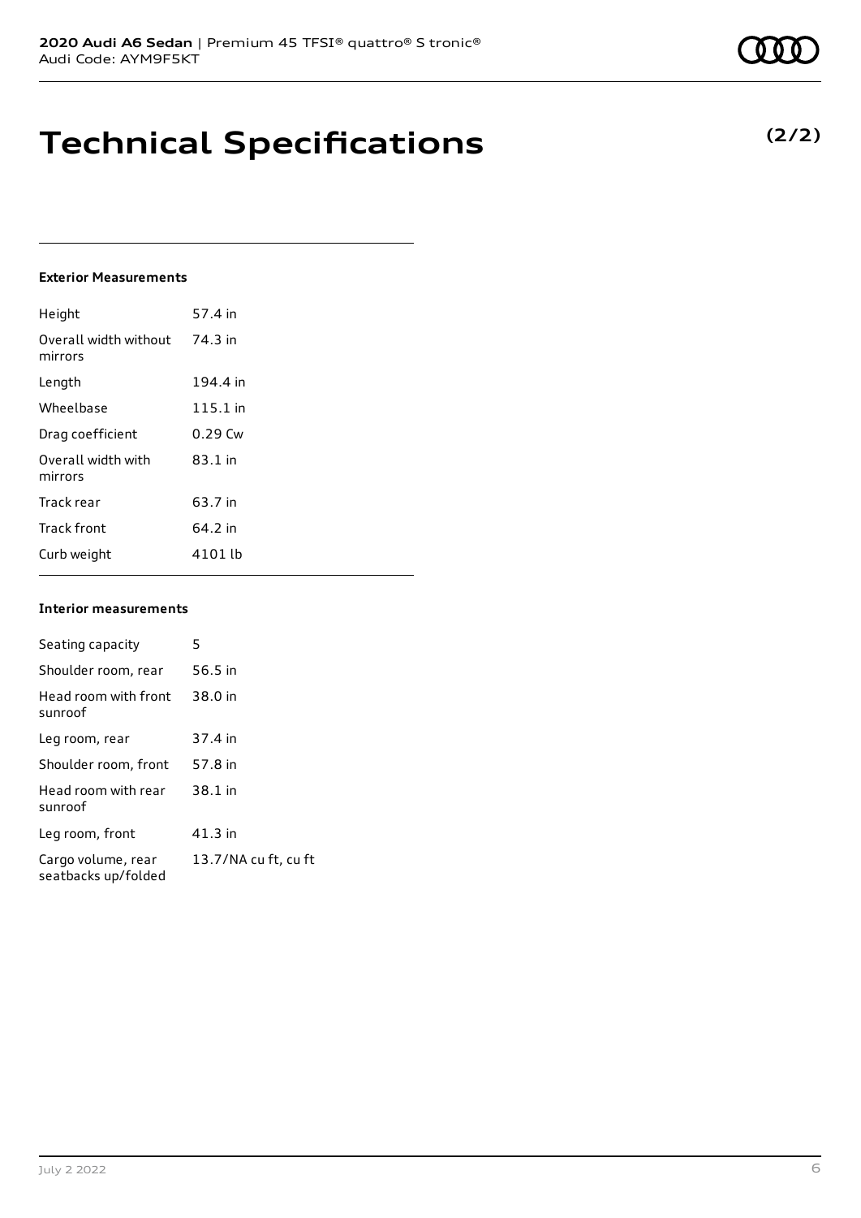# Technical Specifications

**(2/2)**

### Exterior Measurements

| | |
|---|---|
| Height | 57.4 in |
| Overall width without mirrors | 74.3 in |
| Length | 194.4 in |
| Wheelbase | 115.1 in |
| Drag coefficient | 0.29 Cw |
| Overall width with mirrors | 83.1 in |
| Track rear | 63.7 in |
| Track front | 64.2 in |
| Curb weight | 4101 lb |

### Interior measurements

| | |
|---|---|
| Seating capacity | 5 |
| Shoulder room, rear | 56.5 in |
| Head room with front sunroof | 38.0 in |
| Leg room, rear | 37.4 in |
| Shoulder room, front | 57.8 in |
| Head room with rear sunroof | 38.1 in |
| Leg room, front | 41.3 in |
| Cargo volume, rear seatbacks up/folded | 13.7/NA cu ft, cu ft |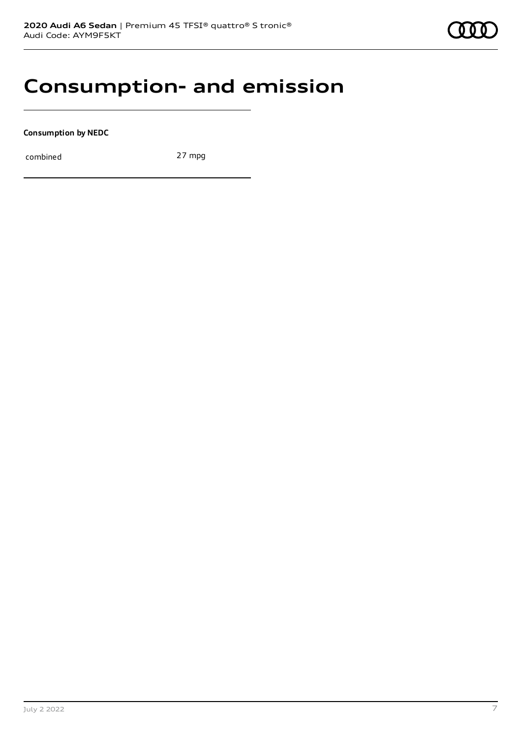# Consumption- and emission

**Consumption by NEDC**

| combined | 27 mpg |
| --- | --- |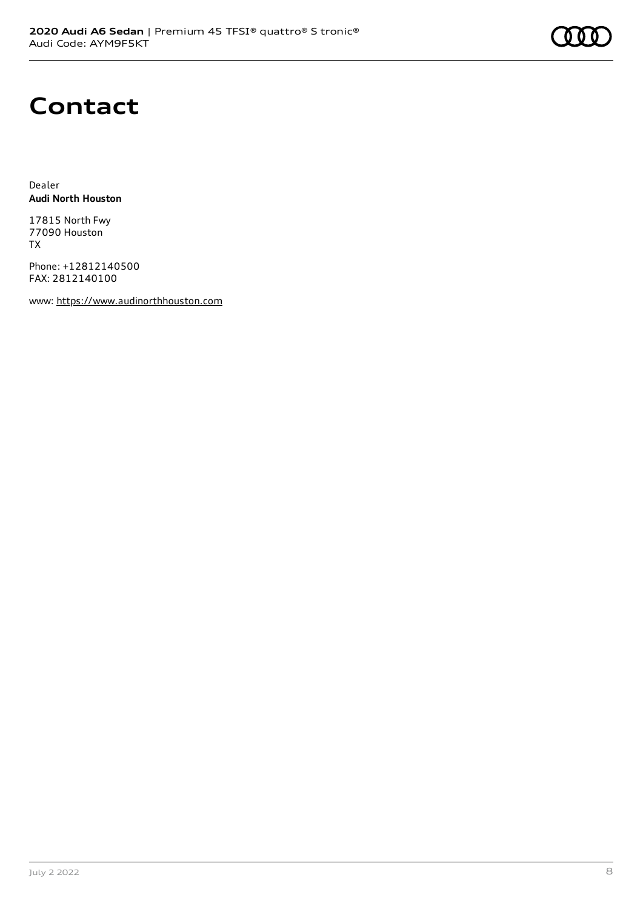# Contact

Dealer
**Audi North Houston**

17815 North Fwy
77090 Houston
TX

Phone: +12812140500
FAX: 2812140100

www: https://www.audinorthhouston.com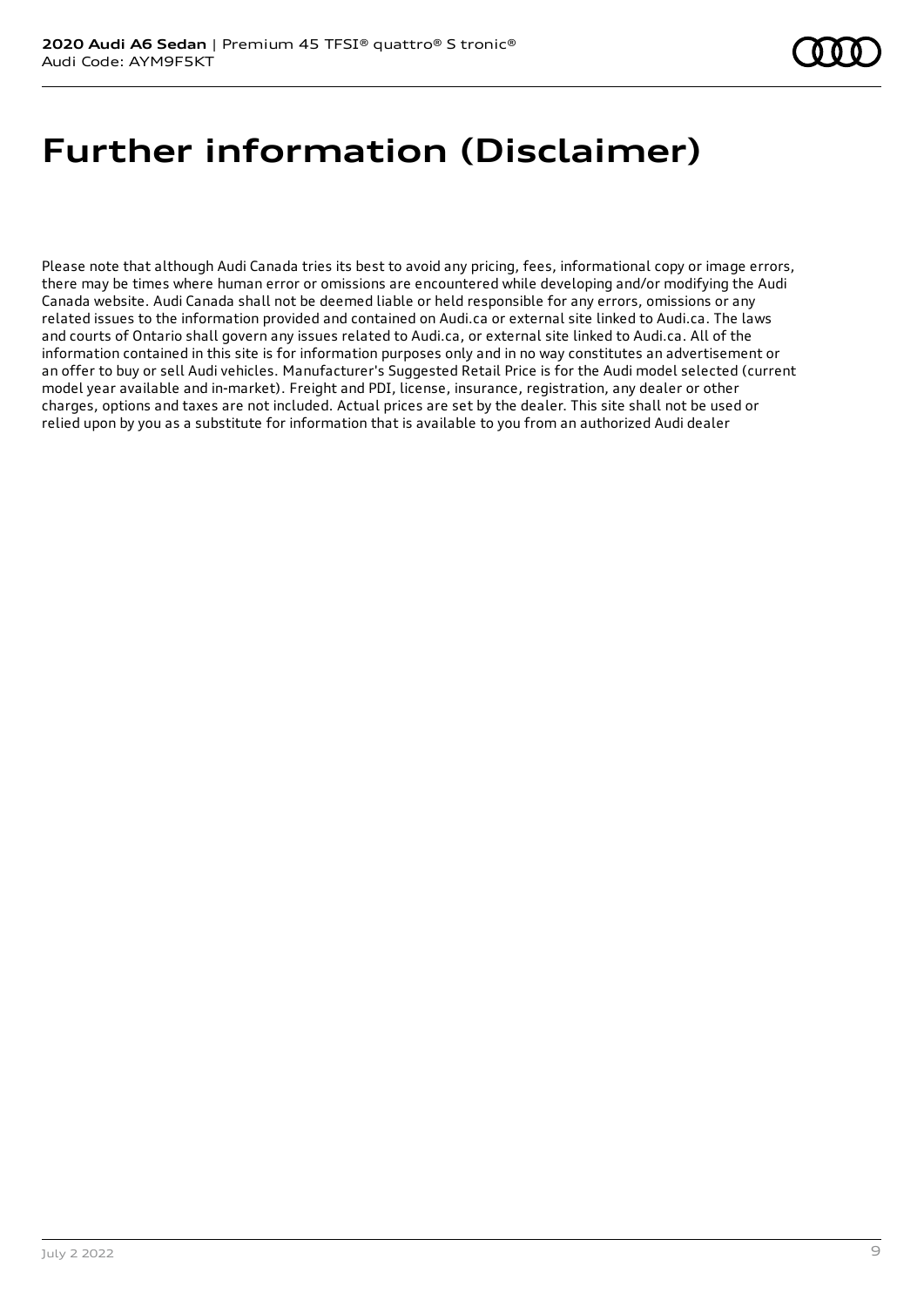# Further information (Disclaimer)

Please note that although Audi Canada tries its best to avoid any pricing, fees, informational copy or image errors, there may be times where human error or omissions are encountered while developing and/or modifying the Audi Canada website. Audi Canada shall not be deemed liable or held responsible for any errors, omissions or any related issues to the information provided and contained on Audi.ca or external site linked to Audi.ca. The laws and courts of Ontario shall govern any issues related to Audi.ca, or external site linked to Audi.ca. All of the information contained in this site is for information purposes only and in no way constitutes an advertisement or an offer to buy or sell Audi vehicles. Manufacturer's Suggested Retail Price is for the Audi model selected (current model year available and in-market). Freight and PDI, license, insurance, registration, any dealer or other charges, options and taxes are not included. Actual prices are set by the dealer. This site shall not be used or relied upon by you as a substitute for information that is available to you from an authorized Audi dealer